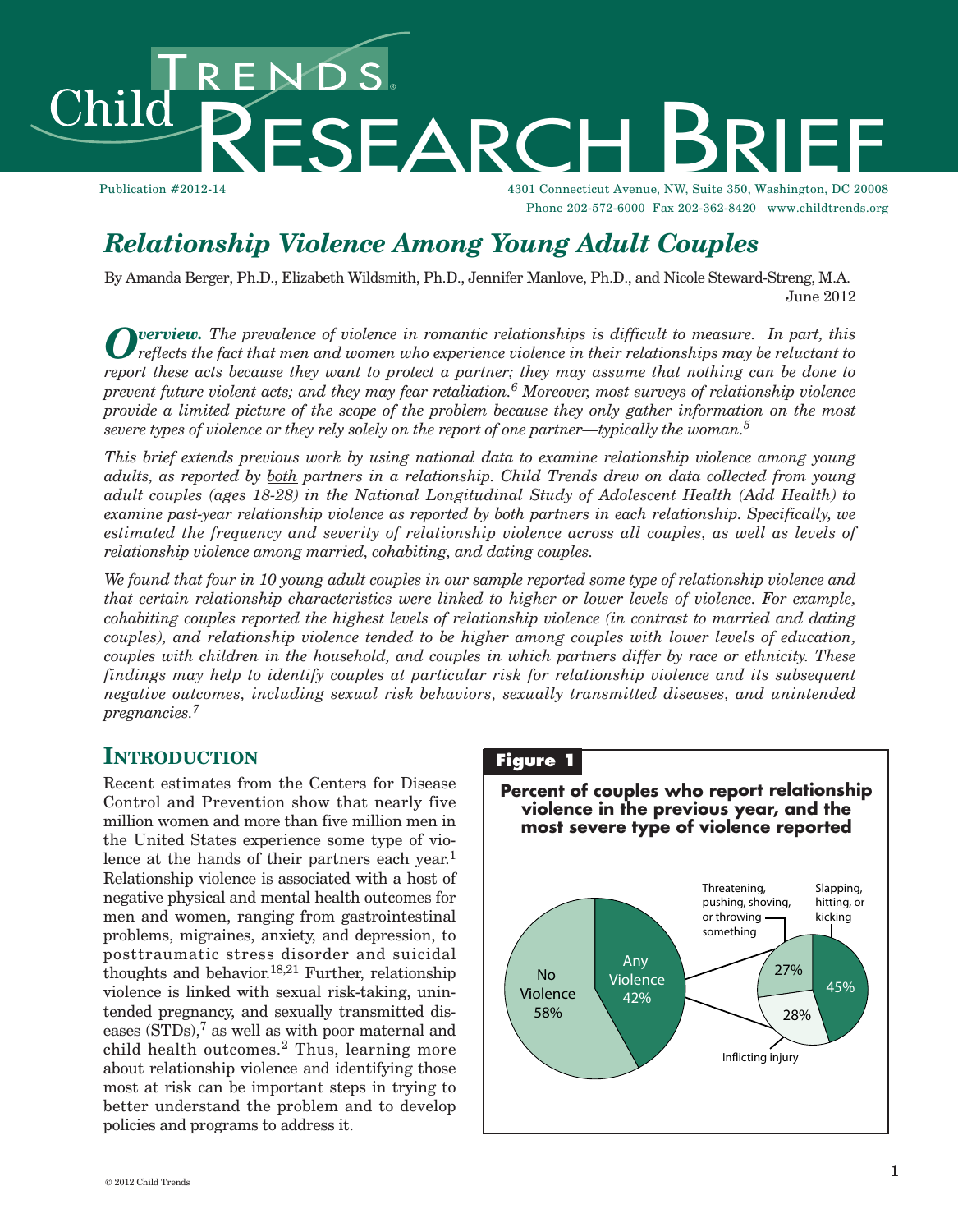Child Trends Research Brief

Publication #2012-14

4301 Connecticut Avenue, NW, Suite 350, Washington, DC 20008
Phone 202-572-6000 Fax 202-362-8420 www.childtrends.org

# *Relationship Violence Among Young Adult Couples*

By Amanda Berger, Ph.D., Elizabeth Wildsmith, Ph.D., Jennifer Manlove, Ph.D., and Nicole Steward-Streng, M.A.
June 2012

***Overview.*** *The prevalence of violence in romantic relationships is difficult to measure. In part, this reflects the fact that men and women who experience violence in their relationships may be reluctant to report these acts because they want to protect a partner; they may assume that nothing can be done to prevent future violent acts; and they may fear retaliation.[6] Moreover, most surveys of relationship violence provide a limited picture of the scope of the problem because they only gather information on the most severe types of violence or they rely solely on the report of one partner—typically the woman.[5]*

*This brief extends previous work by using national data to examine relationship violence among young adults, as reported by <u>both</u> partners in a relationship. Child Trends drew on data collected from young adult couples (ages 18-28) in the National Longitudinal Study of Adolescent Health (Add Health) to examine past-year relationship violence as reported by both partners in each relationship. Specifically, we estimated the frequency and severity of relationship violence across all couples, as well as levels of relationship violence among married, cohabiting, and dating couples.*

*We found that four in 10 young adult couples in our sample reported some type of relationship violence and that certain relationship characteristics were linked to higher or lower levels of violence. For example, cohabiting couples reported the highest levels of relationship violence (in contrast to married and dating couples), and relationship violence tended to be higher among couples with lower levels of education, couples with children in the household, and couples in which partners differ by race or ethnicity. These findings may help to identify couples at particular risk for relationship violence and its subsequent negative outcomes, including sexual risk behaviors, sexually transmitted diseases, and unintended pregnancies.[7]*

## INTRODUCTION

Recent estimates from the Centers for Disease Control and Prevention show that nearly five million women and more than five million men in the United States experience some type of violence at the hands of their partners each year.[1] Relationship violence is associated with a host of negative physical and mental health outcomes for men and women, ranging from gastrointestinal problems, migraines, anxiety, and depression, to posttraumatic stress disorder and suicidal thoughts and behavior.[18,21] Further, relationship violence is linked with sexual risk-taking, unintended pregnancy, and sexually transmitted diseases (STDs),[7] as well as with poor maternal and child health outcomes.[2] Thus, learning more about relationship violence and identifying those most at risk can be important steps in trying to better understand the problem and to develop policies and programs to address it.

**Figure 1**

**Percent of couples who report relationship violence in the previous year, and the most severe type of violence reported**

| Category | Percent |
|---|---|
| No Violence | 58% |
| Any Violence | 42% |

Most severe type of violence reported (among couples reporting any violence):

| Type | Percent |
|---|---|
| Threatening, pushing, shoving, or throwing something | 27% |
| Slapping, hitting, or kicking | 45% |
| Inflicting injury | 28% |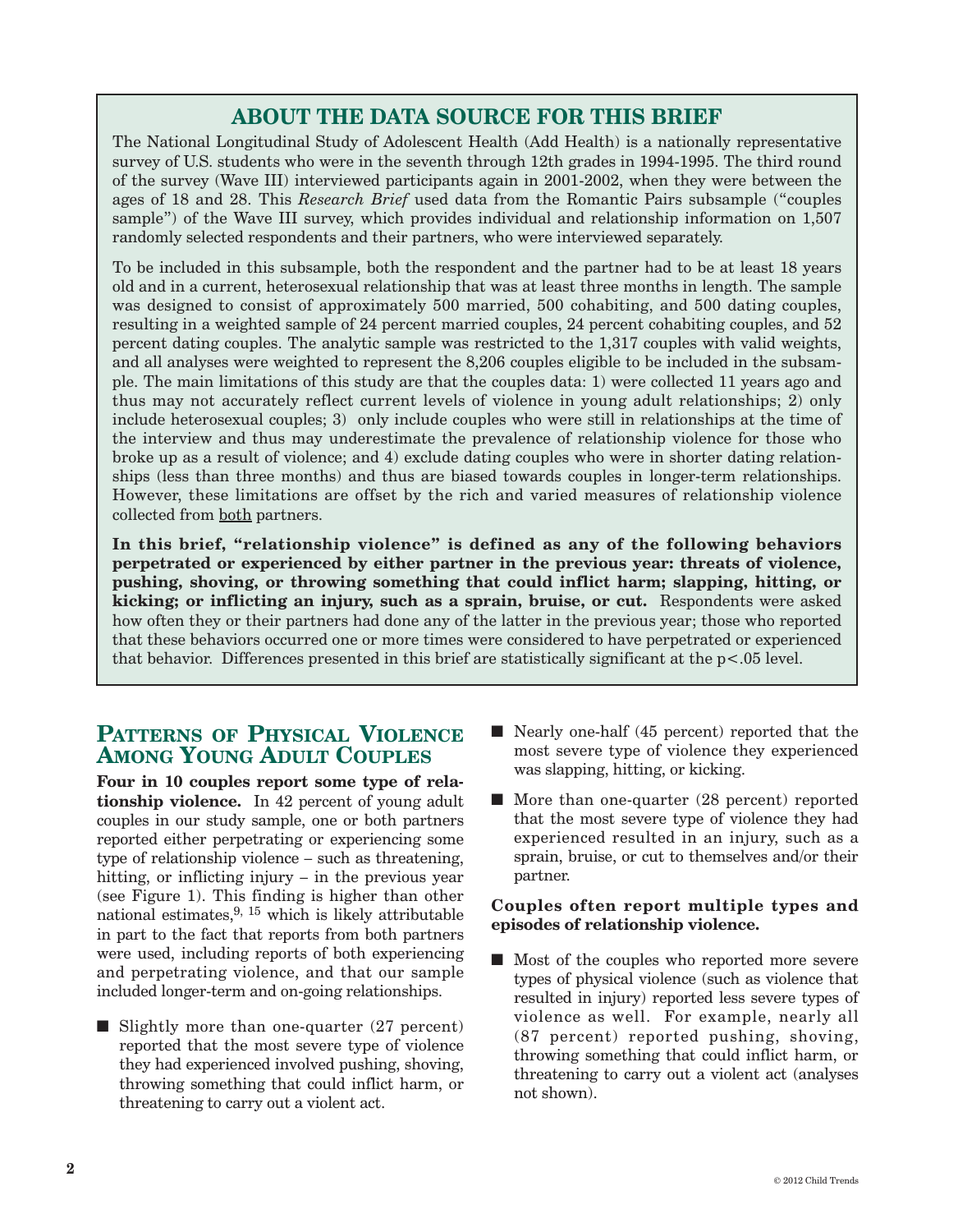## ABOUT THE DATA SOURCE FOR THIS BRIEF

The National Longitudinal Study of Adolescent Health (Add Health) is a nationally representative survey of U.S. students who were in the seventh through 12th grades in 1994-1995. The third round of the survey (Wave III) interviewed participants again in 2001-2002, when they were between the ages of 18 and 28. This *Research Brief* used data from the Romantic Pairs subsample ("couples sample") of the Wave III survey, which provides individual and relationship information on 1,507 randomly selected respondents and their partners, who were interviewed separately.

To be included in this subsample, both the respondent and the partner had to be at least 18 years old and in a current, heterosexual relationship that was at least three months in length. The sample was designed to consist of approximately 500 married, 500 cohabiting, and 500 dating couples, resulting in a weighted sample of 24 percent married couples, 24 percent cohabiting couples, and 52 percent dating couples. The analytic sample was restricted to the 1,317 couples with valid weights, and all analyses were weighted to represent the 8,206 couples eligible to be included in the subsample. The main limitations of this study are that the couples data: 1) were collected 11 years ago and thus may not accurately reflect current levels of violence in young adult relationships; 2) only include heterosexual couples; 3) only include couples who were still in relationships at the time of the interview and thus may underestimate the prevalence of relationship violence for those who broke up as a result of violence; and 4) exclude dating couples who were in shorter dating relationships (less than three months) and thus are biased towards couples in longer-term relationships. However, these limitations are offset by the rich and varied measures of relationship violence collected from both partners.

**In this brief, "relationship violence" is defined as any of the following behaviors perpetrated or experienced by either partner in the previous year: threats of violence, pushing, shoving, or throwing something that could inflict harm; slapping, hitting, or kicking; or inflicting an injury, such as a sprain, bruise, or cut.** Respondents were asked how often they or their partners had done any of the latter in the previous year; those who reported that these behaviors occurred one or more times were considered to have perpetrated or experienced that behavior. Differences presented in this brief are statistically significant at the $p<.05$ level.

## Patterns of Physical Violence Among Young Adult Couples

**Four in 10 couples report some type of relationship violence.** In 42 percent of young adult couples in our study sample, one or both partners reported either perpetrating or experiencing some type of relationship violence – such as threatening, hitting, or inflicting injury – in the previous year (see Figure 1). This finding is higher than other national estimates,[9, 15] which is likely attributable in part to the fact that reports from both partners were used, including reports of both experiencing and perpetrating violence, and that our sample included longer-term and on-going relationships.

- Slightly more than one-quarter (27 percent) reported that the most severe type of violence they had experienced involved pushing, shoving, throwing something that could inflict harm, or threatening to carry out a violent act.
- Nearly one-half (45 percent) reported that the most severe type of violence they experienced was slapping, hitting, or kicking.
- More than one-quarter (28 percent) reported that the most severe type of violence they had experienced resulted in an injury, such as a sprain, bruise, or cut to themselves and/or their partner.

**Couples often report multiple types and episodes of relationship violence.**

- Most of the couples who reported more severe types of physical violence (such as violence that resulted in injury) reported less severe types of violence as well. For example, nearly all (87 percent) reported pushing, shoving, throwing something that could inflict harm, or threatening to carry out a violent act (analyses not shown).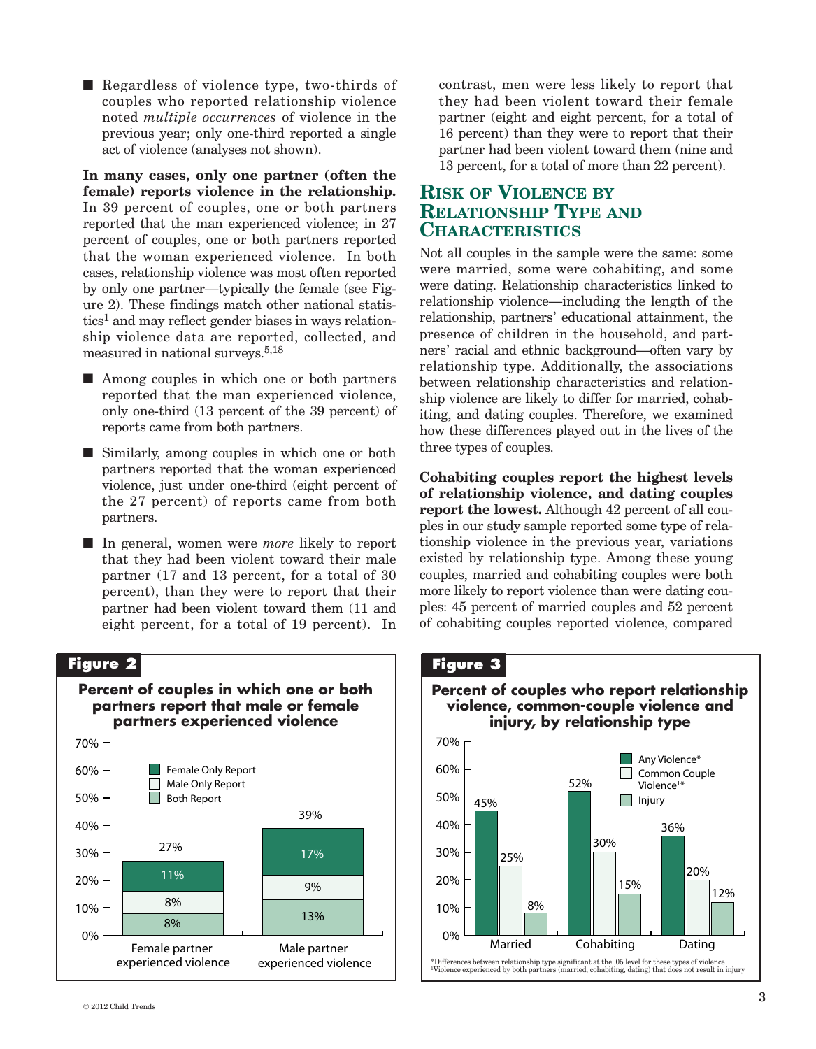- Regardless of violence type, two-thirds of couples who reported relationship violence noted *multiple occurrences* of violence in the previous year; only one-third reported a single act of violence (analyses not shown).

**In many cases, only one partner (often the female) reports violence in the relationship.** In 39 percent of couples, one or both partners reported that the man experienced violence; in 27 percent of couples, one or both partners reported that the woman experienced violence. In both cases, relationship violence was most often reported by only one partner—typically the female (see Figure 2). These findings match other national statistics[1] and may reflect gender biases in ways relationship violence data are reported, collected, and measured in national surveys.[5,18]

- Among couples in which one or both partners reported that the man experienced violence, only one-third (13 percent of the 39 percent) of reports came from both partners.
- Similarly, among couples in which one or both partners reported that the woman experienced violence, just under one-third (eight percent of the 27 percent) of reports came from both partners.
- In general, women were *more* likely to report that they had been violent toward their male partner (17 and 13 percent, for a total of 30 percent), than they were to report that their partner had been violent toward them (11 and eight percent, for a total of 19 percent). In contrast, men were less likely to report that they had been violent toward their female partner (eight and eight percent, for a total of 16 percent) than they were to report that their partner had been violent toward them (nine and 13 percent, for a total of more than 22 percent).

## Risk of Violence by Relationship Type and Characteristics

Not all couples in the sample were the same: some were married, some were cohabiting, and some were dating. Relationship characteristics linked to relationship violence—including the length of the relationship, partners' educational attainment, the presence of children in the household, and partners' racial and ethnic background—often vary by relationship type. Additionally, the associations between relationship characteristics and relationship violence are likely to differ for married, cohabiting, and dating couples. Therefore, we examined how these differences played out in the lives of the three types of couples.

**Cohabiting couples report the highest levels of relationship violence, and dating couples report the lowest.** Although 42 percent of all couples in our study sample reported some type of relationship violence in the previous year, variations existed by relationship type. Among these young couples, married and cohabiting couples were both more likely to report violence than were dating couples: 45 percent of married couples and 52 percent of cohabiting couples reported violence, compared

**Figure 2**

**Percent of couples in which one or both partners report that male or female partners experienced violence**

| | Female partner experienced violence | Male partner experienced violence |
|---|---|---|
| Female Only Report | 11% | 17% |
| Male Only Report | 8% | 9% |
| Both Report | 8% | 13% |
| Total | 27% | 39% |

**Figure 3**

**Percent of couples who report relationship violence, common-couple violence and injury, by relationship type**

| | Married | Cohabiting | Dating |
|---|---|---|---|
| Any Violence* | 45% | 52% | 36% |
| Common Couple Violence[1]* | 25% | 30% | 20% |
| Injury | 8% | 15% | 12% |

*Differences between relationship type significant at the .05 level for these types of violence
[1]Violence experienced by both partners (married, cohabiting, dating) that does not result in injury

© 2012 Child Trends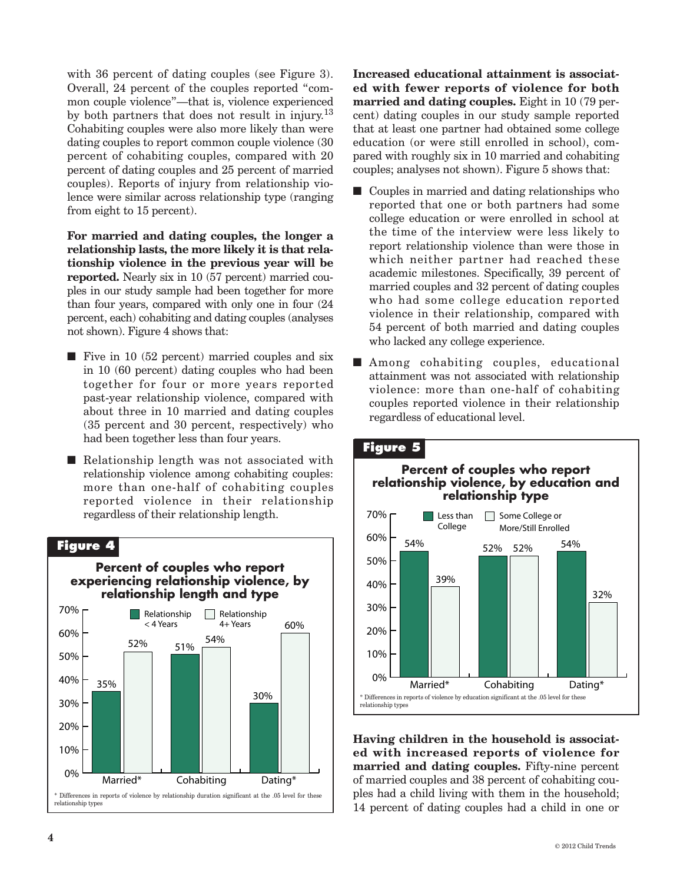with 36 percent of dating couples (see Figure 3). Overall, 24 percent of the couples reported "common couple violence"—that is, violence experienced by both partners that does not result in injury.[13] Cohabiting couples were also more likely than were dating couples to report common couple violence (30 percent of cohabiting couples, compared with 20 percent of dating couples and 25 percent of married couples). Reports of injury from relationship violence were similar across relationship type (ranging from eight to 15 percent).

**For married and dating couples, the longer a relationship lasts, the more likely it is that relationship violence in the previous year will be reported.** Nearly six in 10 (57 percent) married couples in our study sample had been together for more than four years, compared with only one in four (24 percent, each) cohabiting and dating couples (analyses not shown). Figure 4 shows that:

- Five in 10 (52 percent) married couples and six in 10 (60 percent) dating couples who had been together for four or more years reported past-year relationship violence, compared with about three in 10 married and dating couples (35 percent and 30 percent, respectively) who had been together less than four years.
- Relationship length was not associated with relationship violence among cohabiting couples: more than one-half of cohabiting couples reported violence in their relationship regardless of their relationship length.

**Figure 4**

**Percent of couples who report experiencing relationship violence, by relationship length and type**

| | Relationship < 4 Years | Relationship 4+ Years |
|---|---|---|
| Married* | 35% | 52% |
| Cohabiting | 51% | 54% |
| Dating* | 30% | 60% |

\* Differences in reports of violence by relationship duration significant at the .05 level for these relationship types

**Increased educational attainment is associated with fewer reports of violence for both married and dating couples.** Eight in 10 (79 percent) dating couples in our study sample reported that at least one partner had obtained some college education (or were still enrolled in school), compared with roughly six in 10 married and cohabiting couples; analyses not shown). Figure 5 shows that:

- Couples in married and dating relationships who reported that one or both partners had some college education or were enrolled in school at the time of the interview were less likely to report relationship violence than were those in which neither partner had reached these academic milestones. Specifically, 39 percent of married couples and 32 percent of dating couples who had some college education reported violence in their relationship, compared with 54 percent of both married and dating couples who lacked any college experience.
- Among cohabiting couples, educational attainment was not associated with relationship violence: more than one-half of cohabiting couples reported violence in their relationship regardless of educational level.

**Figure 5**

**Percent of couples who report relationship violence, by education and relationship type**

| | Less than College | Some College or More/Still Enrolled |
|---|---|---|
| Married* | 54% | 39% |
| Cohabiting | 52% | 52% |
| Dating* | 54% | 32% |

\* Differences in reports of violence by education significant at the .05 level for these relationship types

**Having children in the household is associated with increased reports of violence for married and dating couples.** Fifty-nine percent of married couples and 38 percent of cohabiting couples had a child living with them in the household; 14 percent of dating couples had a child in one or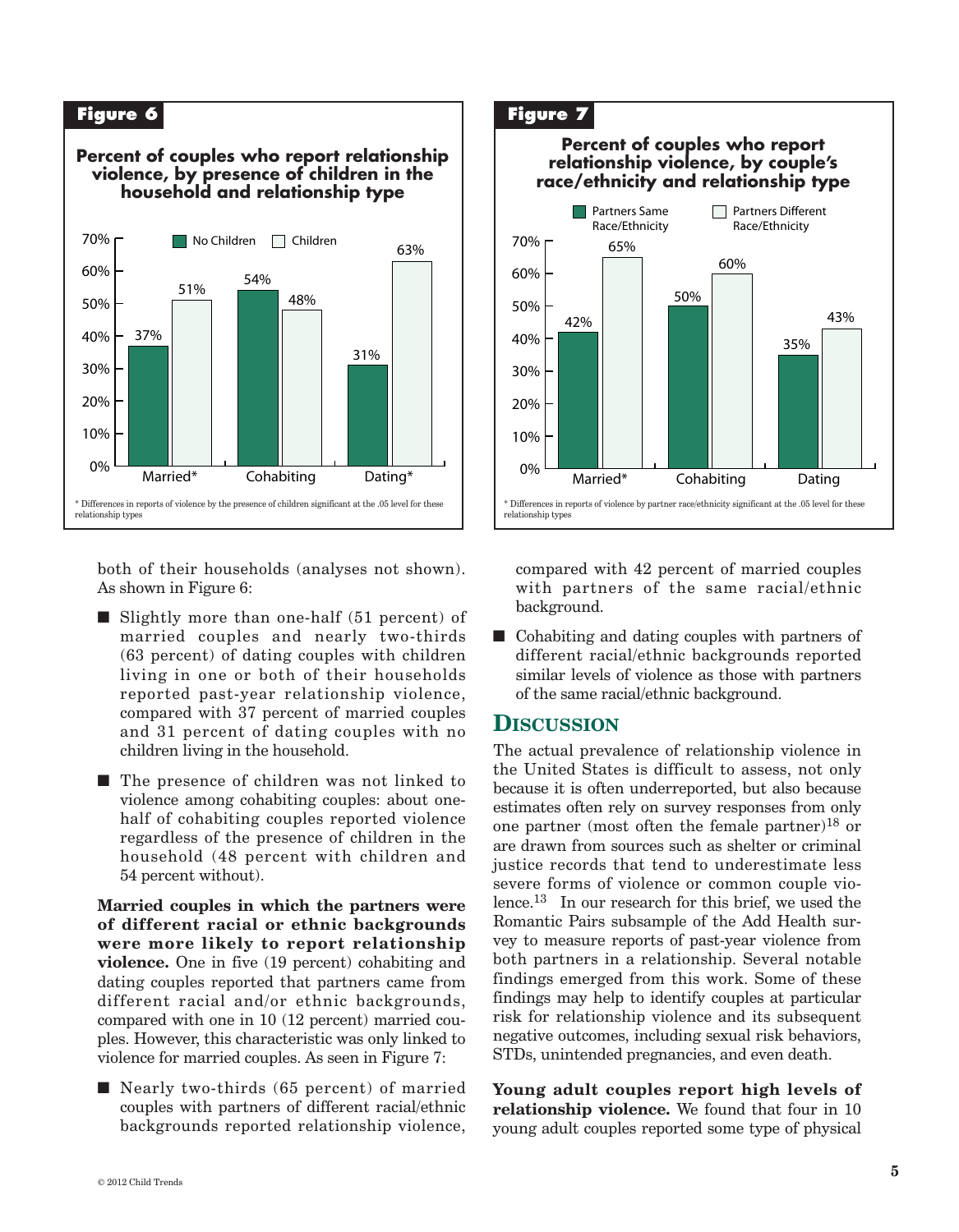**Figure 6**

**Percent of couples who report relationship violence, by presence of children in the household and relationship type**

| | No Children | Children |
|---|---|---|
| Married* | 37% | 51% |
| Cohabiting | 54% | 48% |
| Dating* | 31% | 63% |

\* Differences in reports of violence by the presence of children significant at the .05 level for these relationship types

**Figure 7**

**Percent of couples who report relationship violence, by couple's race/ethnicity and relationship type**

| | Partners Same Race/Ethnicity | Partners Different Race/Ethnicity |
|---|---|---|
| Married* | 42% | 65% |
| Cohabiting | 50% | 60% |
| Dating | 35% | 43% |

\* Differences in reports of violence by partner race/ethnicity significant at the .05 level for these relationship types

both of their households (analyses not shown). As shown in Figure 6:

- Slightly more than one-half (51 percent) of married couples and nearly two-thirds (63 percent) of dating couples with children living in one or both of their households reported past-year relationship violence, compared with 37 percent of married couples and 31 percent of dating couples with no children living in the household.
- The presence of children was not linked to violence among cohabiting couples: about one-half of cohabiting couples reported violence regardless of the presence of children in the household (48 percent with children and 54 percent without).

**Married couples in which the partners were of different racial or ethnic backgrounds were more likely to report relationship violence.** One in five (19 percent) cohabiting and dating couples reported that partners came from different racial and/or ethnic backgrounds, compared with one in 10 (12 percent) married couples. However, this characteristic was only linked to violence for married couples. As seen in Figure 7:

- Nearly two-thirds (65 percent) of married couples with partners of different racial/ethnic backgrounds reported relationship violence, compared with 42 percent of married couples with partners of the same racial/ethnic background.
- Cohabiting and dating couples with partners of different racial/ethnic backgrounds reported similar levels of violence as those with partners of the same racial/ethnic background.

## Discussion

The actual prevalence of relationship violence in the United States is difficult to assess, not only because it is often underreported, but also because estimates often rely on survey responses from only one partner (most often the female partner)[18] or are drawn from sources such as shelter or criminal justice records that tend to underestimate less severe forms of violence or common couple violence.[13] In our research for this brief, we used the Romantic Pairs subsample of the Add Health survey to measure reports of past-year violence from both partners in a relationship. Several notable findings emerged from this work. Some of these findings may help to identify couples at particular risk for relationship violence and its subsequent negative outcomes, including sexual risk behaviors, STDs, unintended pregnancies, and even death.

**Young adult couples report high levels of relationship violence.** We found that four in 10 young adult couples reported some type of physical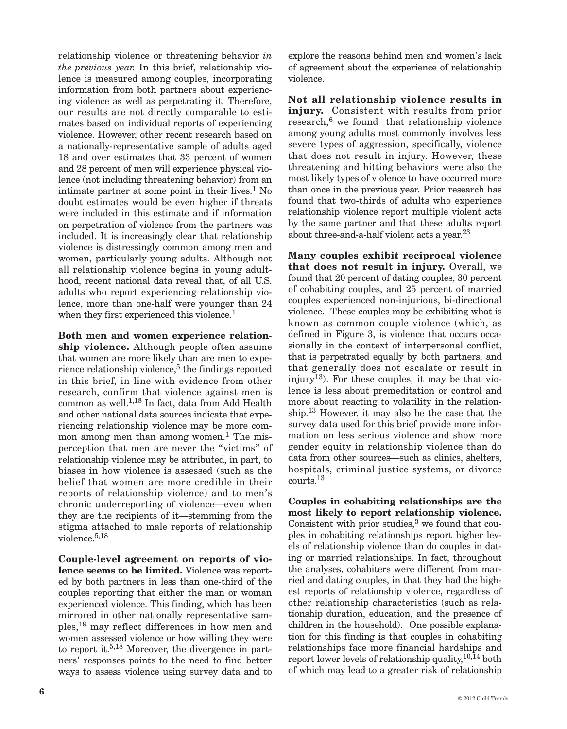relationship violence or threatening behavior *in the previous year.* In this brief, relationship violence is measured among couples, incorporating information from both partners about experiencing violence as well as perpetrating it. Therefore, our results are not directly comparable to estimates based on individual reports of experiencing violence. However, other recent research based on a nationally-representative sample of adults aged 18 and over estimates that 33 percent of women and 28 percent of men will experience physical violence (not including threatening behavior) from an intimate partner at some point in their lives.[1] No doubt estimates would be even higher if threats were included in this estimate and if information on perpetration of violence from the partners was included. It is increasingly clear that relationship violence is distressingly common among men and women, particularly young adults. Although not all relationship violence begins in young adulthood, recent national data reveal that, of all U.S. adults who report experiencing relationship violence, more than one-half were younger than 24 when they first experienced this violence.[1]

**Both men and women experience relationship violence.** Although people often assume that women are more likely than are men to experience relationship violence,[5] the findings reported in this brief, in line with evidence from other research, confirm that violence against men is common as well.[1,18] In fact, data from Add Health and other national data sources indicate that experiencing relationship violence may be more common among men than among women.[1] The misperception that men are never the "victims" of relationship violence may be attributed, in part, to biases in how violence is assessed (such as the belief that women are more credible in their reports of relationship violence) and to men's chronic underreporting of violence—even when they are the recipients of it—stemming from the stigma attached to male reports of relationship violence.[5,18]

**Couple-level agreement on reports of violence seems to be limited.** Violence was reported by both partners in less than one-third of the couples reporting that either the man or woman experienced violence. This finding, which has been mirrored in other nationally representative samples,[19] may reflect differences in how men and women assessed violence or how willing they were to report it.[5,18] Moreover, the divergence in partners' responses points to the need to find better ways to assess violence using survey data and to explore the reasons behind men and women's lack of agreement about the experience of relationship violence.

**Not all relationship violence results in injury.** Consistent with results from prior research,[6] we found that relationship violence among young adults most commonly involves less severe types of aggression, specifically, violence that does not result in injury. However, these threatening and hitting behaviors were also the most likely types of violence to have occurred more than once in the previous year. Prior research has found that two-thirds of adults who experience relationship violence report multiple violent acts by the same partner and that these adults report about three-and-a-half violent acts a year.[23]

**Many couples exhibit reciprocal violence that does not result in injury.** Overall, we found that 20 percent of dating couples, 30 percent of cohabiting couples, and 25 percent of married couples experienced non-injurious, bi-directional violence. These couples may be exhibiting what is known as common couple violence (which, as defined in Figure 3, is violence that occurs occasionally in the context of interpersonal conflict, that is perpetrated equally by both partners, and that generally does not escalate or result in injury[13]). For these couples, it may be that violence is less about premeditation or control and more about reacting to volatility in the relationship.[13] However, it may also be the case that the survey data used for this brief provide more information on less serious violence and show more gender equity in relationship violence than do data from other sources—such as clinics, shelters, hospitals, criminal justice systems, or divorce courts.[13]

**Couples in cohabiting relationships are the most likely to report relationship violence.** Consistent with prior studies,[3] we found that couples in cohabiting relationships report higher levels of relationship violence than do couples in dating or married relationships. In fact, throughout the analyses, cohabiters were different from married and dating couples, in that they had the highest reports of relationship violence, regardless of other relationship characteristics (such as relationship duration, education, and the presence of children in the household). One possible explanation for this finding is that couples in cohabiting relationships face more financial hardships and report lower levels of relationship quality,[10,14] both of which may lead to a greater risk of relationship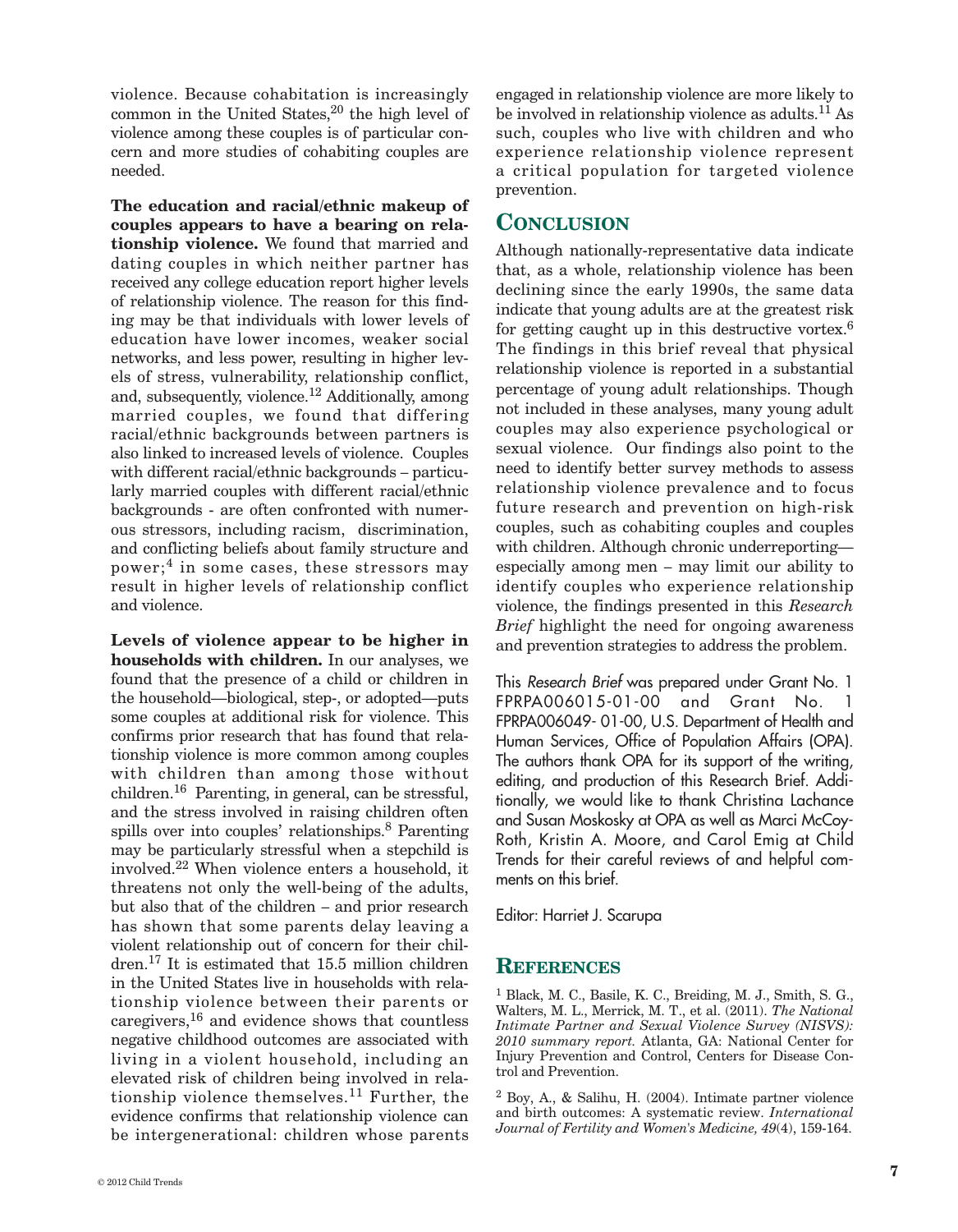violence. Because cohabitation is increasingly common in the United States,[20] the high level of violence among these couples is of particular concern and more studies of cohabiting couples are needed.

**The education and racial/ethnic makeup of couples appears to have a bearing on relationship violence.** We found that married and dating couples in which neither partner has received any college education report higher levels of relationship violence. The reason for this finding may be that individuals with lower levels of education have lower incomes, weaker social networks, and less power, resulting in higher levels of stress, vulnerability, relationship conflict, and, subsequently, violence.[12] Additionally, among married couples, we found that differing racial/ethnic backgrounds between partners is also linked to increased levels of violence. Couples with different racial/ethnic backgrounds – particularly married couples with different racial/ethnic backgrounds - are often confronted with numerous stressors, including racism, discrimination, and conflicting beliefs about family structure and power;[4] in some cases, these stressors may result in higher levels of relationship conflict and violence.

**Levels of violence appear to be higher in households with children.** In our analyses, we found that the presence of a child or children in the household—biological, step-, or adopted—puts some couples at additional risk for violence. This confirms prior research that has found that relationship violence is more common among couples with children than among those without children.[16] Parenting, in general, can be stressful, and the stress involved in raising children often spills over into couples' relationships.[8] Parenting may be particularly stressful when a stepchild is involved.[22] When violence enters a household, it threatens not only the well-being of the adults, but also that of the children – and prior research has shown that some parents delay leaving a violent relationship out of concern for their children.[17] It is estimated that 15.5 million children in the United States live in households with relationship violence between their parents or caregivers,[16] and evidence shows that countless negative childhood outcomes are associated with living in a violent household, including an elevated risk of children being involved in relationship violence themselves.[11] Further, the evidence confirms that relationship violence can be intergenerational: children whose parents engaged in relationship violence are more likely to be involved in relationship violence as adults.[11] As such, couples who live with children and who experience relationship violence represent a critical population for targeted violence prevention.

## Conclusion

Although nationally-representative data indicate that, as a whole, relationship violence has been declining since the early 1990s, the same data indicate that young adults are at the greatest risk for getting caught up in this destructive vortex.[6] The findings in this brief reveal that physical relationship violence is reported in a substantial percentage of young adult relationships. Though not included in these analyses, many young adult couples may also experience psychological or sexual violence. Our findings also point to the need to identify better survey methods to assess relationship violence prevalence and to focus future research and prevention on high-risk couples, such as cohabiting couples and couples with children. Although chronic underreporting—especially among men – may limit our ability to identify couples who experience relationship violence, the findings presented in this *Research Brief* highlight the need for ongoing awareness and prevention strategies to address the problem.

This *Research Brief* was prepared under Grant No. 1 FPRPA006015-01-00 and Grant No. 1 FPRPA006049- 01-00, U.S. Department of Health and Human Services, Office of Population Affairs (OPA). The authors thank OPA for its support of the writing, editing, and production of this Research Brief. Additionally, we would like to thank Christina Lachance and Susan Moskosky at OPA as well as Marci McCoy-Roth, Kristin A. Moore, and Carol Emig at Child Trends for their careful reviews of and helpful comments on this brief.

Editor: Harriet J. Scarupa

## References

1 Black, M. C., Basile, K. C., Breiding, M. J., Smith, S. G., Walters, M. L., Merrick, M. T., et al. (2011). *The National Intimate Partner and Sexual Violence Survey (NISVS): 2010 summary report.* Atlanta, GA: National Center for Injury Prevention and Control, Centers for Disease Control and Prevention.

2 Boy, A., & Salihu, H. (2004). Intimate partner violence and birth outcomes: A systematic review. *International Journal of Fertility and Women's Medicine, 49*(4), 159-164.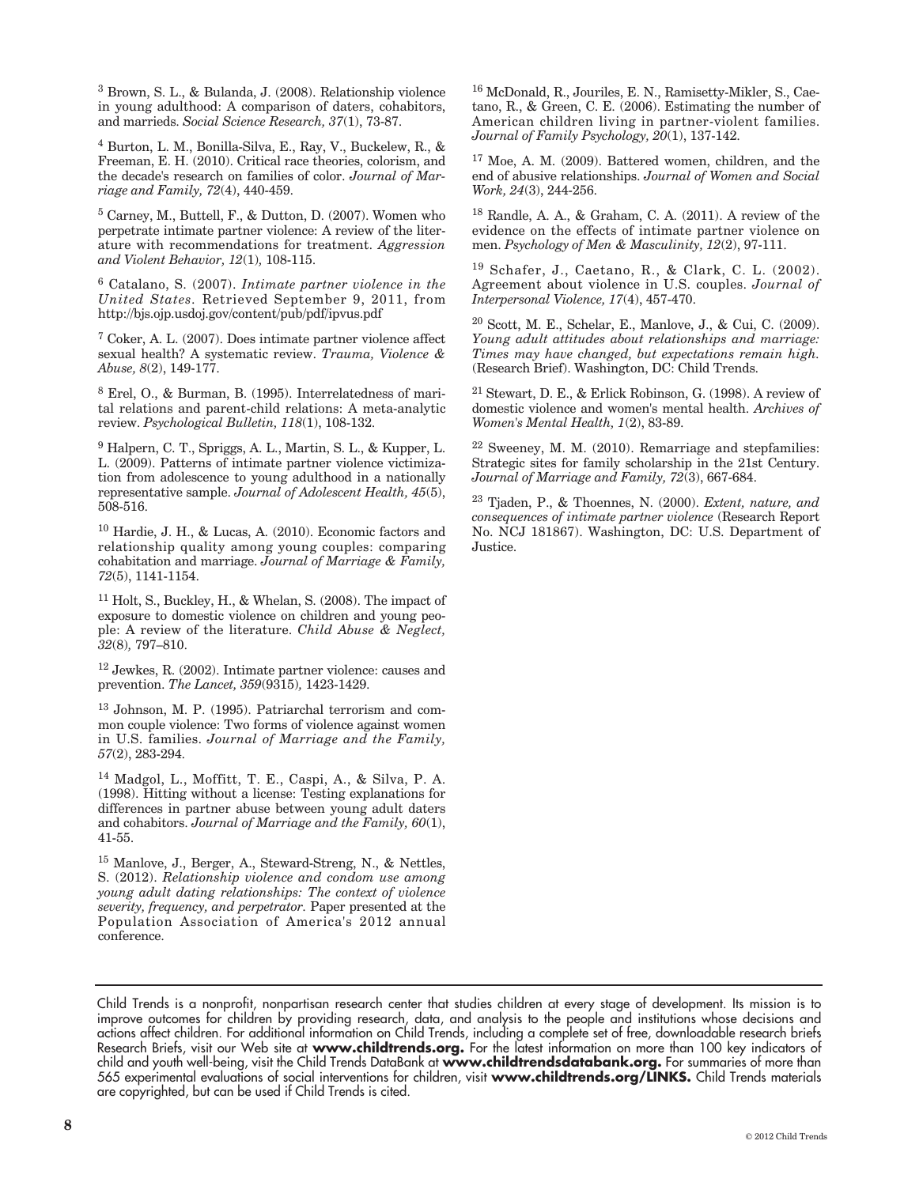[3] Brown, S. L., & Bulanda, J. (2008). Relationship violence in young adulthood: A comparison of daters, cohabitors, and marrieds. *Social Science Research, 37*(1), 73-87.

[4] Burton, L. M., Bonilla-Silva, E., Ray, V., Buckelew, R., & Freeman, E. H. (2010). Critical race theories, colorism, and the decade's research on families of color. *Journal of Marriage and Family, 72*(4), 440-459.

[5] Carney, M., Buttell, F., & Dutton, D. (2007). Women who perpetrate intimate partner violence: A review of the literature with recommendations for treatment. *Aggression and Violent Behavior, 12*(1), 108-115.

[6] Catalano, S. (2007). *Intimate partner violence in the United States*. Retrieved September 9, 2011, from http://bjs.ojp.usdoj.gov/content/pub/pdf/ipvus.pdf

[7] Coker, A. L. (2007). Does intimate partner violence affect sexual health? A systematic review. *Trauma, Violence & Abuse, 8*(2), 149-177.

[8] Erel, O., & Burman, B. (1995). Interrelatedness of marital relations and parent-child relations: A meta-analytic review. *Psychological Bulletin, 118*(1), 108-132.

[9] Halpern, C. T., Spriggs, A. L., Martin, S. L., & Kupper, L. L. (2009). Patterns of intimate partner violence victimization from adolescence to young adulthood in a nationally representative sample. *Journal of Adolescent Health, 45*(5), 508-516.

[10] Hardie, J. H., & Lucas, A. (2010). Economic factors and relationship quality among young couples: comparing cohabitation and marriage. *Journal of Marriage & Family, 72*(5), 1141-1154.

[11] Holt, S., Buckley, H., & Whelan, S. (2008). The impact of exposure to domestic violence on children and young people: A review of the literature. *Child Abuse & Neglect, 32*(8), 797–810.

[12] Jewkes, R. (2002). Intimate partner violence: causes and prevention. *The Lancet, 359*(9315), 1423-1429.

[13] Johnson, M. P. (1995). Patriarchal terrorism and common couple violence: Two forms of violence against women in U.S. families. *Journal of Marriage and the Family, 57*(2), 283-294.

[14] Madgol, L., Moffitt, T. E., Caspi, A., & Silva, P. A. (1998). Hitting without a license: Testing explanations for differences in partner abuse between young adult daters and cohabitors. *Journal of Marriage and the Family, 60*(1), 41-55.

[15] Manlove, J., Berger, A., Steward-Streng, N., & Nettles, S. (2012). *Relationship violence and condom use among young adult dating relationships: The context of violence severity, frequency, and perpetrator.* Paper presented at the Population Association of America's 2012 annual conference.

[16] McDonald, R., Jouriles, E. N., Ramisetty-Mikler, S., Caetano, R., & Green, C. E. (2006). Estimating the number of American children living in partner-violent families. *Journal of Family Psychology, 20*(1), 137-142.

[17] Moe, A. M. (2009). Battered women, children, and the end of abusive relationships. *Journal of Women and Social Work, 24*(3), 244-256.

[18] Randle, A. A., & Graham, C. A. (2011). A review of the evidence on the effects of intimate partner violence on men. *Psychology of Men & Masculinity, 12*(2), 97-111.

[19] Schafer, J., Caetano, R., & Clark, C. L. (2002). Agreement about violence in U.S. couples. *Journal of Interpersonal Violence, 17*(4), 457-470.

[20] Scott, M. E., Schelar, E., Manlove, J., & Cui, C. (2009). *Young adult attitudes about relationships and marriage: Times may have changed, but expectations remain high.* (Research Brief). Washington, DC: Child Trends.

[21] Stewart, D. E., & Erlick Robinson, G. (1998). A review of domestic violence and women's mental health. *Archives of Women's Mental Health, 1*(2), 83-89.

[22] Sweeney, M. M. (2010). Remarriage and stepfamilies: Strategic sites for family scholarship in the 21st Century. *Journal of Marriage and Family, 72*(3), 667-684.

[23] Tjaden, P., & Thoennes, N. (2000). *Extent, nature, and consequences of intimate partner violence* (Research Report No. NCJ 181867). Washington, DC: U.S. Department of Justice.

---

Child Trends is a nonprofit, nonpartisan research center that studies children at every stage of development. Its mission is to improve outcomes for children by providing research, data, and analysis to the people and institutions whose decisions and actions affect children. For additional information on Child Trends, including a complete set of free, downloadable research briefs Research Briefs, visit our Web site at **www.childtrends.org.** For the latest information on more than 100 key indicators of child and youth well-being, visit the Child Trends DataBank at **www.childtrendsdatabank.org.** For summaries of more than 565 experimental evaluations of social interventions for children, visit **www.childtrends.org/LINKS.** Child Trends materials are copyrighted, but can be used if Child Trends is cited.

© 2012 Child Trends